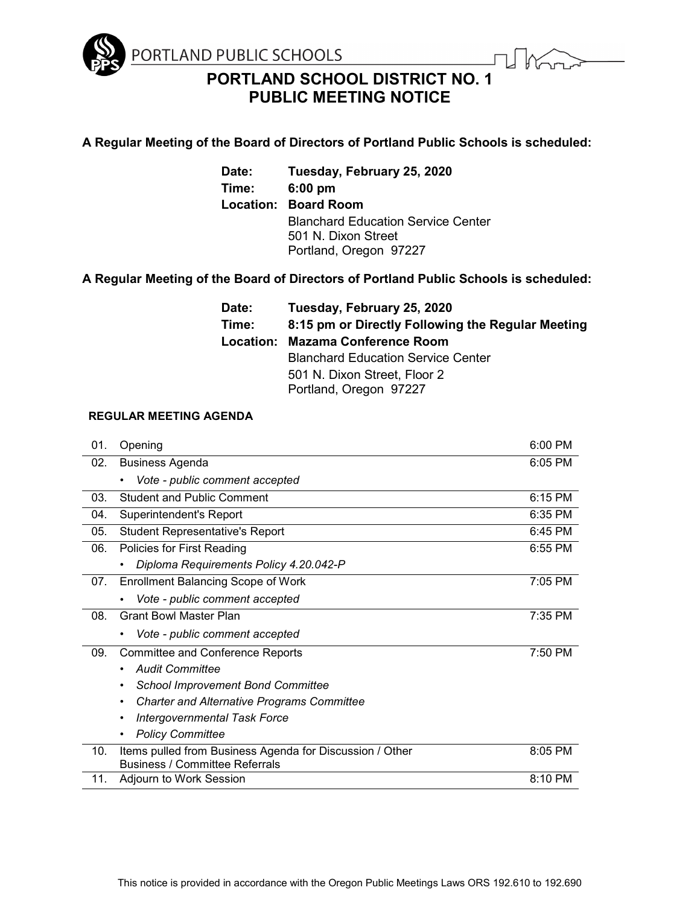PORTLAND PUBLIC SCHOOLS

# PORTLAND SCHOOL DISTRICT NO. 1
# PUBLIC MEETING NOTICE

**A Regular Meeting of the Board of Directors of Portland Public Schools is scheduled:**

**Date:** **Tuesday, February 25, 2020**
**Time:** **6:00 pm**
**Location:** **Board Room**
Blanchard Education Service Center
501 N. Dixon Street
Portland, Oregon 97227

**A Regular Meeting of the Board of Directors of Portland Public Schools is scheduled:**

**Date:** **Tuesday, February 25, 2020**
**Time:** **8:15 pm or Directly Following the Regular Meeting**
**Location:** **Mazama Conference Room**
Blanchard Education Service Center
501 N. Dixon Street, Floor 2
Portland, Oregon 97227

**REGULAR MEETING AGENDA**

| | | |
|---|---|---|
| 01. | Opening | 6:00 PM |
| 02. | Business Agenda<br>• *Vote - public comment accepted* | 6:05 PM |
| 03. | Student and Public Comment | 6:15 PM |
| 04. | Superintendent's Report | 6:35 PM |
| 05. | Student Representative's Report | 6:45 PM |
| 06. | Policies for First Reading<br>• *Diploma Requirements Policy 4.20.042-P* | 6:55 PM |
| 07. | Enrollment Balancing Scope of Work<br>• *Vote - public comment accepted* | 7:05 PM |
| 08. | Grant Bowl Master Plan<br>• *Vote - public comment accepted* | 7:35 PM |
| 09. | Committee and Conference Reports<br>• *Audit Committee*<br>• *School Improvement Bond Committee*<br>• *Charter and Alternative Programs Committee*<br>• *Intergovernmental Task Force*<br>• *Policy Committee* | 7:50 PM |
| 10. | Items pulled from Business Agenda for Discussion / Other Business / Committee Referrals | 8:05 PM |
| 11. | Adjourn to Work Session | 8:10 PM |

This notice is provided in accordance with the Oregon Public Meetings Laws ORS 192.610 to 192.690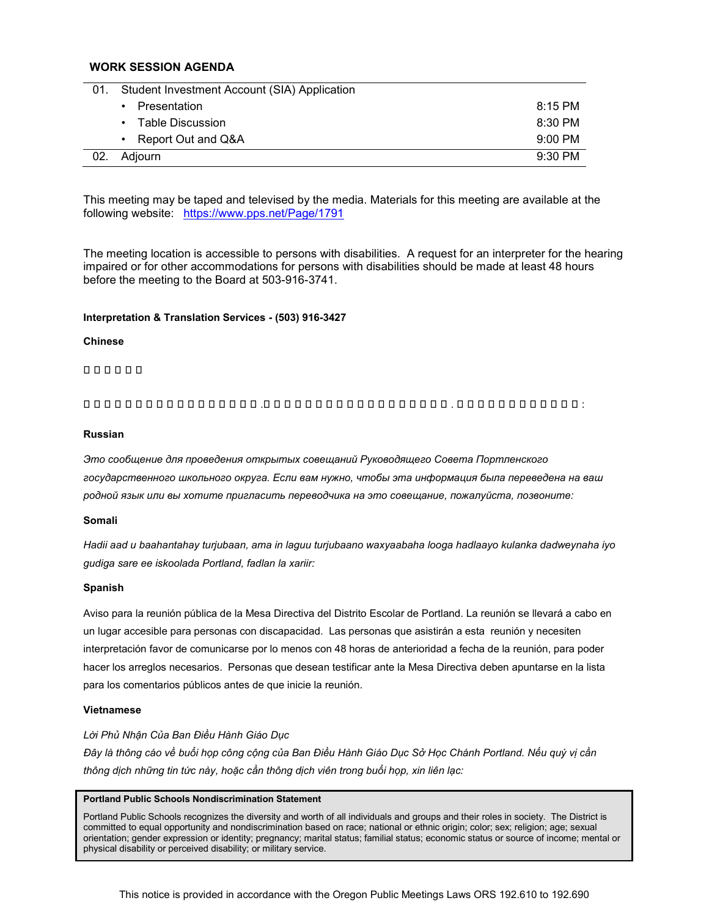### WORK SESSION AGENDA

| | | |
|---|---|---|
| 01. | Student Investment Account (SIA) Application | |
| | • Presentation | 8:15 PM |
| | • Table Discussion | 8:30 PM |
| | • Report Out and Q&A | 9:00 PM |
| 02. | Adjourn | 9:30 PM |

This meeting may be taped and televised by the media. Materials for this meeting are available at the following website: https://www.pps.net/Page/1791

The meeting location is accessible to persons with disabilities. A request for an interpreter for the hearing impaired or for other accommodations for persons with disabilities should be made at least 48 hours before the meeting to the Board at 503-916-3741.

**Interpretation & Translation Services - (503) 916-3427**

**Chinese**

□ □ □ □ □ □

□ □ □ □ □ □ □ □ □ □ □ □ □ □ □ □ □ □ .□ □ □ □ □ □ □ □ □ □ □ □ □ □ □ □ □ □ □ . □ □ □ □ □ □ □ □ □ □ □ □ □ :

**Russian**

*Это сообщение для проведения открытых совещаний Руководящего Совета Портленского государственного школьного округа. Если вам нужно, чтобы эта информация была переведена на ваш родной язык или вы хотите пригласить переводчика на это совещание, пожалуйста, позвоните:*

**Somali**

*Hadii aad u baahantahay turjubaan, ama in laguu turjubaano waxyaabaha looga hadlaayo kulanka dadweynaha iyo gudiga sare ee iskoolada Portland, fadlan la xariir:*

**Spanish**

Aviso para la reunión pública de la Mesa Directiva del Distrito Escolar de Portland. La reunión se llevará a cabo en un lugar accesible para personas con discapacidad. Las personas que asistirán a esta reunión y necesiten interpretación favor de comunicarse por lo menos con 48 horas de anterioridad a fecha de la reunión, para poder hacer los arreglos necesarios. Personas que desean testificar ante la Mesa Directiva deben apuntarse en la lista para los comentarios públicos antes de que inicie la reunión.

**Vietnamese**

*Lời Phủ Nhận Của Ban Điều Hành Giáo Dục*
*Đây là thông cáo về buổi họp công cộng của Ban Điều Hành Giáo Dục Sở Học Chánh Portland. Nếu quý vị cần thông dịch những tin tức này, hoặc cần thông dịch viên trong buổi họp, xin liên lạc:*

**Portland Public Schools Nondiscrimination Statement**

Portland Public Schools recognizes the diversity and worth of all individuals and groups and their roles in society. The District is committed to equal opportunity and nondiscrimination based on race; national or ethnic origin; color; sex; religion; age; sexual orientation; gender expression or identity; pregnancy; marital status; familial status; economic status or source of income; mental or physical disability or perceived disability; or military service.

This notice is provided in accordance with the Oregon Public Meetings Laws ORS 192.610 to 192.690